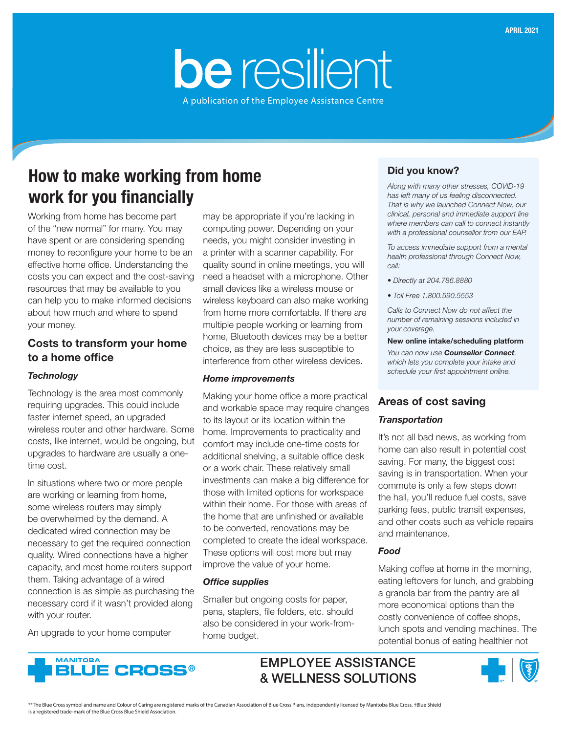APRIL 2021

# be resilient

A publication of the Employee Assistance Centre

## How to make working from home work for you financially

Working from home has become part of the "new normal" for many. You may have spent or are considering spending money to reconfigure your home to be an effective home office. Understanding the costs you can expect and the cost-saving resources that may be available to you can help you to make informed decisions about how much and where to spend your money.

### Costs to transform your home to a home office

#### *Technology*

Technology is the area most commonly requiring upgrades. This could include faster internet speed, an upgraded wireless router and other hardware. Some costs, like internet, would be ongoing, but upgrades to hardware are usually a one-time cost.

In situations where two or more people are working or learning from home, some wireless routers may simply be overwhelmed by the demand. A dedicated wired connection may be necessary to get the required connection quality. Wired connections have a higher capacity, and most home routers support them. Taking advantage of a wired connection is as simple as purchasing the necessary cord if it wasn't provided along with your router.

An upgrade to your home computer may be appropriate if you're lacking in computing power. Depending on your needs, you might consider investing in a printer with a scanner capability. For quality sound in online meetings, you will need a headset with a microphone. Other small devices like a wireless mouse or wireless keyboard can also make working from home more comfortable. If there are multiple people working or learning from home, Bluetooth devices may be a better choice, as they are less susceptible to interference from other wireless devices.

#### *Home improvements*

Making your home office a more practical and workable space may require changes to its layout or its location within the home. Improvements to practicality and comfort may include one-time costs for additional shelving, a suitable office desk or a work chair. These relatively small investments can make a big difference for those with limited options for workspace within their home. For those with areas of the home that are unfinished or available to be converted, renovations may be completed to create the ideal workspace. These options will cost more but may improve the value of your home.

#### *Office supplies*

Smaller but ongoing costs for paper, pens, staplers, file folders, etc. should also be considered in your work-from-home budget.

### Did you know?

*Along with many other stresses, COVID-19 has left many of us feeling disconnected. That is why we launched Connect Now, our clinical, personal and immediate support line where members can call to connect instantly with a professional counsellor from our EAP.*

*To access immediate support from a mental health professional through Connect Now, call:*

- *Directly at 204.786.8880*
- *Toll Free 1.800.590.5553*

*Calls to Connect Now do not affect the number of remaining sessions included in your coverage.*

**New online intake/scheduling platform**

*You can now use* ***Counsellor Connect****, which lets you complete your intake and schedule your first appointment online.*

### Areas of cost saving

#### *Transportation*

It's not all bad news, as working from home can also result in potential cost saving. For many, the biggest cost saving is in transportation. When your commute is only a few steps down the hall, you'll reduce fuel costs, save parking fees, public transit expenses, and other costs such as vehicle repairs and maintenance.

#### *Food*

Making coffee at home in the morning, eating leftovers for lunch, and grabbing a granola bar from the pantry are all more economical options than the costly convenience of coffee shops, lunch spots and vending machines. The potential bonus of eating healthier not

MANITOBA BLUE CROSS®

EMPLOYEE ASSISTANCE & WELLNESS SOLUTIONS

®*The Blue Cross symbol and name and Colour of Caring are registered marks of the Canadian Association of Blue Cross Plans, independently licensed by Manitoba Blue Cross. †Blue Shield is a registered trade-mark of the Blue Cross Blue Shield Association.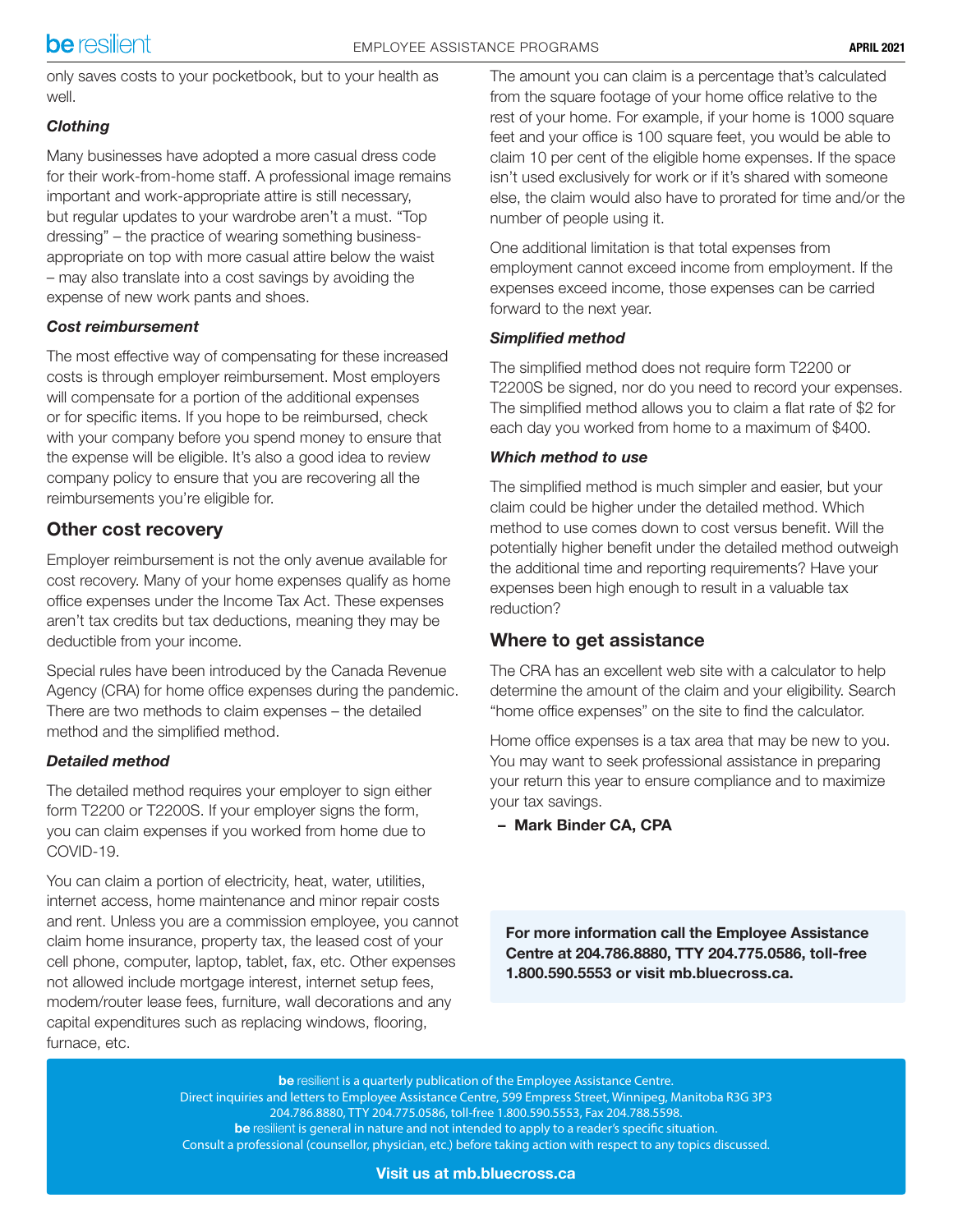only saves costs to your pocketbook, but to your health as well.

***Clothing***

Many businesses have adopted a more casual dress code for their work-from-home staff. A professional image remains important and work-appropriate attire is still necessary, but regular updates to your wardrobe aren't a must. "Top dressing" – the practice of wearing something business-appropriate on top with more casual attire below the waist – may also translate into a cost savings by avoiding the expense of new work pants and shoes.

***Cost reimbursement***

The most effective way of compensating for these increased costs is through employer reimbursement. Most employers will compensate for a portion of the additional expenses or for specific items. If you hope to be reimbursed, check with your company before you spend money to ensure that the expense will be eligible. It's also a good idea to review company policy to ensure that you are recovering all the reimbursements you're eligible for.

## Other cost recovery

Employer reimbursement is not the only avenue available for cost recovery. Many of your home expenses qualify as home office expenses under the Income Tax Act. These expenses aren't tax credits but tax deductions, meaning they may be deductible from your income.

Special rules have been introduced by the Canada Revenue Agency (CRA) for home office expenses during the pandemic. There are two methods to claim expenses – the detailed method and the simplified method.

***Detailed method***

The detailed method requires your employer to sign either form T2200 or T2200S. If your employer signs the form, you can claim expenses if you worked from home due to COVID-19.

You can claim a portion of electricity, heat, water, utilities, internet access, home maintenance and minor repair costs and rent. Unless you are a commission employee, you cannot claim home insurance, property tax, the leased cost of your cell phone, computer, laptop, tablet, fax, etc. Other expenses not allowed include mortgage interest, internet setup fees, modem/router lease fees, furniture, wall decorations and any capital expenditures such as replacing windows, flooring, furnace, etc.

The amount you can claim is a percentage that's calculated from the square footage of your home office relative to the rest of your home. For example, if your home is 1000 square feet and your office is 100 square feet, you would be able to claim 10 per cent of the eligible home expenses. If the space isn't used exclusively for work or if it's shared with someone else, the claim would also have to prorated for time and/or the number of people using it.

One additional limitation is that total expenses from employment cannot exceed income from employment. If the expenses exceed income, those expenses can be carried forward to the next year.

***Simplified method***

The simplified method does not require form T2200 or T2200S be signed, nor do you need to record your expenses. The simplified method allows you to claim a flat rate of $2 for each day you worked from home to a maximum of $400.

***Which method to use***

The simplified method is much simpler and easier, but your claim could be higher under the detailed method. Which method to use comes down to cost versus benefit. Will the potentially higher benefit under the detailed method outweigh the additional time and reporting requirements? Have your expenses been high enough to result in a valuable tax reduction?

## Where to get assistance

The CRA has an excellent web site with a calculator to help determine the amount of the claim and your eligibility. Search "home office expenses" on the site to find the calculator.

Home office expenses is a tax area that may be new to you. You may want to seek professional assistance in preparing your return this year to ensure compliance and to maximize your tax savings.

**– Mark Binder CA, CPA**

**For more information call the Employee Assistance Centre at 204.786.8880, TTY 204.775.0586, toll-free 1.800.590.5553 or visit mb.bluecross.ca.**

**be** resilient is a quarterly publication of the Employee Assistance Centre.
Direct inquiries and letters to Employee Assistance Centre, 599 Empress Street, Winnipeg, Manitoba R3G 3P3
204.786.8880, TTY 204.775.0586, toll-free 1.800.590.5553, Fax 204.788.5598.
**be** resilient is general in nature and not intended to apply to a reader's specific situation.
Consult a professional (counsellor, physician, etc.) before taking action with respect to any topics discussed.

**Visit us at mb.bluecross.ca**